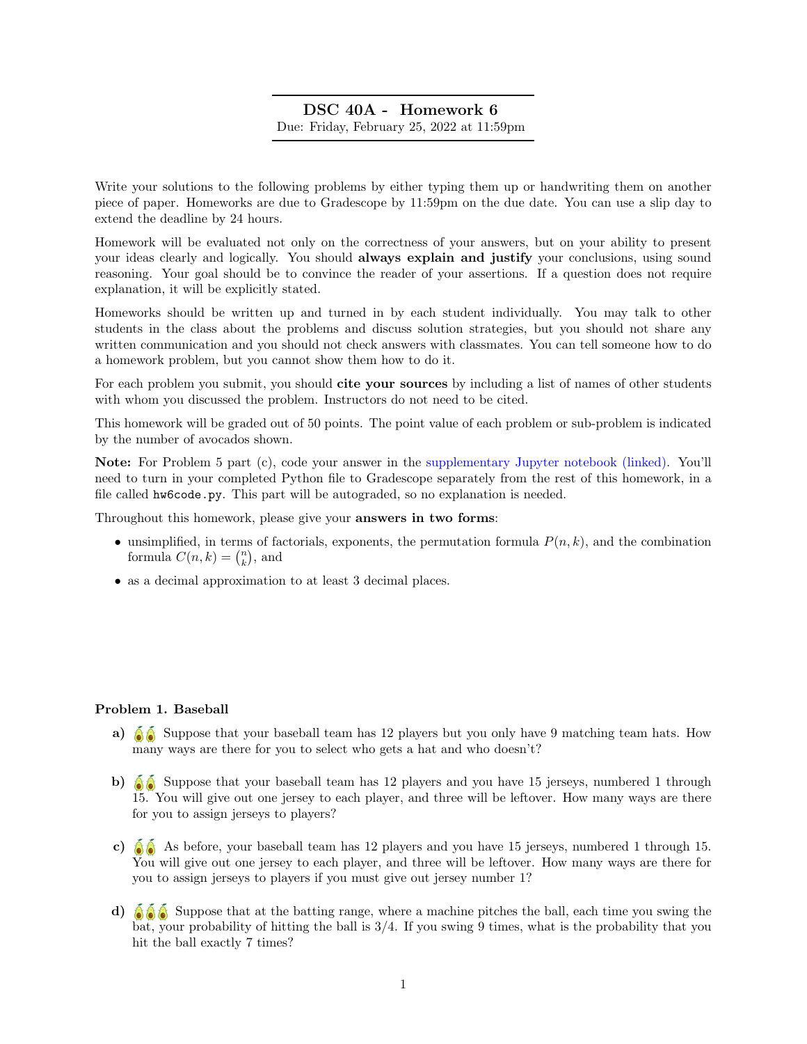# DSC 40A - Homework 6

Due: Friday, February 25, 2022 at 11:59pm

Write your solutions to the following problems by either typing them up or handwriting them on another piece of paper. Homeworks are due to Gradescope by 11:59pm on the due date. You can use a slip day to extend the deadline by 24 hours.

Homework will be evaluated not only on the correctness of your answers, but on your ability to present your ideas clearly and logically. You should **always explain and justify** your conclusions, using sound reasoning. Your goal should be to convince the reader of your assertions. If a question does not require explanation, it will be explicitly stated.

Homeworks should be written up and turned in by each student individually. You may talk to other students in the class about the problems and discuss solution strategies, but you should not share any written communication and you should not check answers with classmates. You can tell someone how to do a homework problem, but you cannot show them how to do it.

For each problem you submit, you should **cite your sources** by including a list of names of other students with whom you discussed the problem. Instructors do not need to be cited.

This homework will be graded out of 50 points. The point value of each problem or sub-problem is indicated by the number of avocados shown.

**Note:** For Problem 5 part (c), code your answer in the supplementary Jupyter notebook (linked). You'll need to turn in your completed Python file to Gradescope separately from the rest of this homework, in a file called hw6code.py. This part will be autograded, so no explanation is needed.

Throughout this homework, please give your **answers in two forms**:

- unsimplified, in terms of factorials, exponents, the permutation formula $P(n, k)$, and the combination formula $C(n, k) = \binom{n}{k}$, and
- as a decimal approximation to at least 3 decimal places.

**Problem 1. Baseball**

**a)** 🥑🥑 Suppose that your baseball team has 12 players but you only have 9 matching team hats. How many ways are there for you to select who gets a hat and who doesn't?

**b)** 🥑🥑 Suppose that your baseball team has 12 players and you have 15 jerseys, numbered 1 through 15. You will give out one jersey to each player, and three will be leftover. How many ways are there for you to assign jerseys to players?

**c)** 🥑🥑 As before, your baseball team has 12 players and you have 15 jerseys, numbered 1 through 15. You will give out one jersey to each player, and three will be leftover. How many ways are there for you to assign jerseys to players if you must give out jersey number 1?

**d)** 🥑🥑🥑 Suppose that at the batting range, where a machine pitches the ball, each time you swing the bat, your probability of hitting the ball is 3/4. If you swing 9 times, what is the probability that you hit the ball exactly 7 times?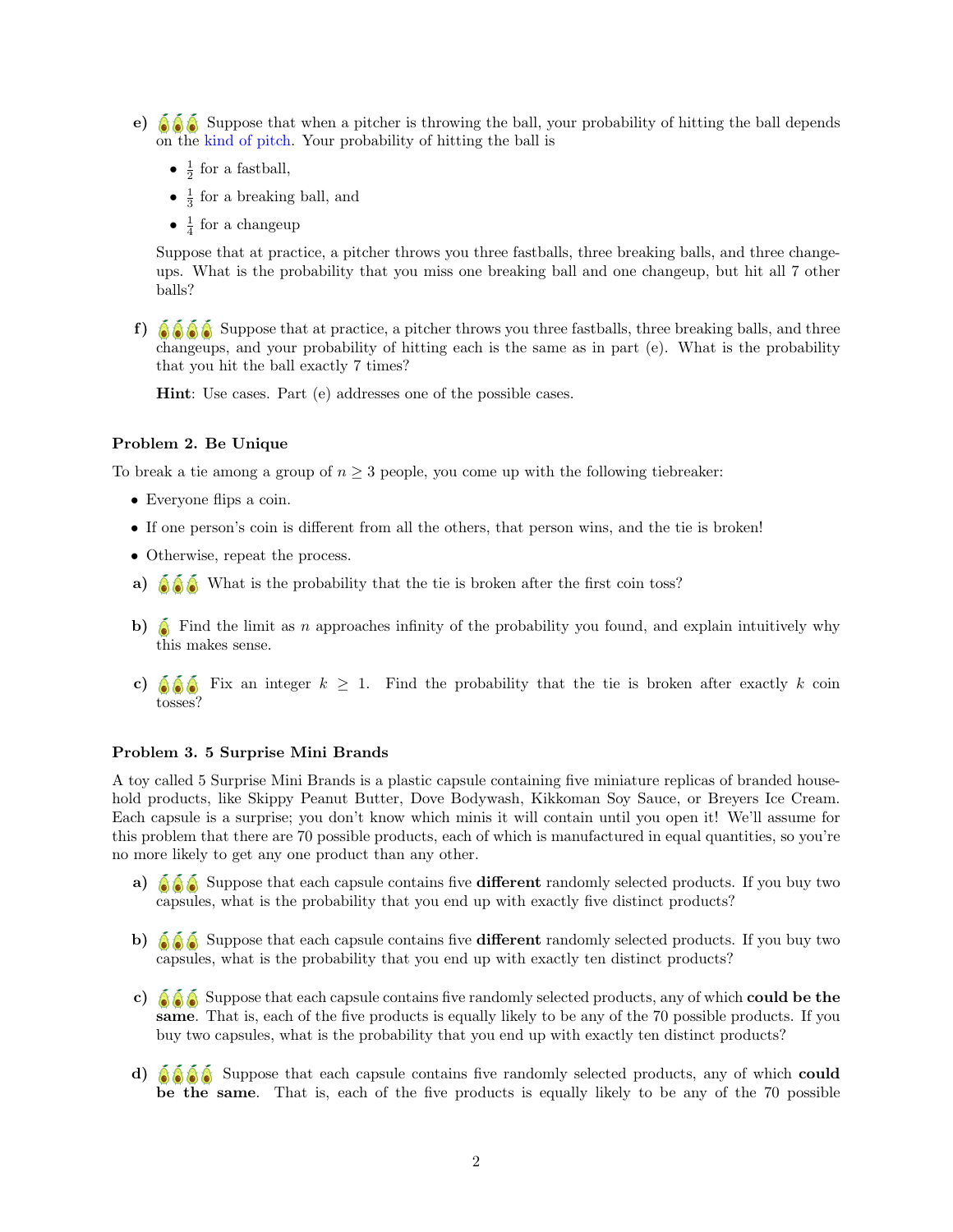**e)** 🥑🥑🥑 Suppose that when a pitcher is throwing the ball, your probability of hitting the ball depends on the kind of pitch. Your probability of hitting the ball is

- $\frac{1}{2}$ for a fastball,
- $\frac{1}{3}$ for a breaking ball, and
- $\frac{1}{4}$ for a changeup

Suppose that at practice, a pitcher throws you three fastballs, three breaking balls, and three changeups. What is the probability that you miss one breaking ball and one changeup, but hit all 7 other balls?

**f)** 🥑🥑🥑🥑 Suppose that at practice, a pitcher throws you three fastballs, three breaking balls, and three changeups, and your probability of hitting each is the same as in part (e). What is the probability that you hit the ball exactly 7 times?

**Hint**: Use cases. Part (e) addresses one of the possible cases.

### Problem 2. Be Unique

To break a tie among a group of $n \geq 3$ people, you come up with the following tiebreaker:

- Everyone flips a coin.
- If one person's coin is different from all the others, that person wins, and the tie is broken!
- Otherwise, repeat the process.

**a)** 🥑🥑🥑 What is the probability that the tie is broken after the first coin toss?

**b)** 🥑 Find the limit as $n$ approaches infinity of the probability you found, and explain intuitively why this makes sense.

**c)** 🥑🥑🥑 Fix an integer $k \geq 1$. Find the probability that the tie is broken after exactly $k$ coin tosses?

### Problem 3. 5 Surprise Mini Brands

A toy called 5 Surprise Mini Brands is a plastic capsule containing five miniature replicas of branded household products, like Skippy Peanut Butter, Dove Bodywash, Kikkoman Soy Sauce, or Breyers Ice Cream. Each capsule is a surprise; you don't know which minis it will contain until you open it! We'll assume for this problem that there are 70 possible products, each of which is manufactured in equal quantities, so you're no more likely to get any one product than any other.

**a)** 🥑🥑🥑 Suppose that each capsule contains five **different** randomly selected products. If you buy two capsules, what is the probability that you end up with exactly five distinct products?

**b)** 🥑🥑🥑 Suppose that each capsule contains five **different** randomly selected products. If you buy two capsules, what is the probability that you end up with exactly ten distinct products?

**c)** 🥑🥑🥑 Suppose that each capsule contains five randomly selected products, any of which **could be the same**. That is, each of the five products is equally likely to be any of the 70 possible products. If you buy two capsules, what is the probability that you end up with exactly ten distinct products?

**d)** 🥑🥑🥑🥑 Suppose that each capsule contains five randomly selected products, any of which **could be the same**. That is, each of the five products is equally likely to be any of the 70 possible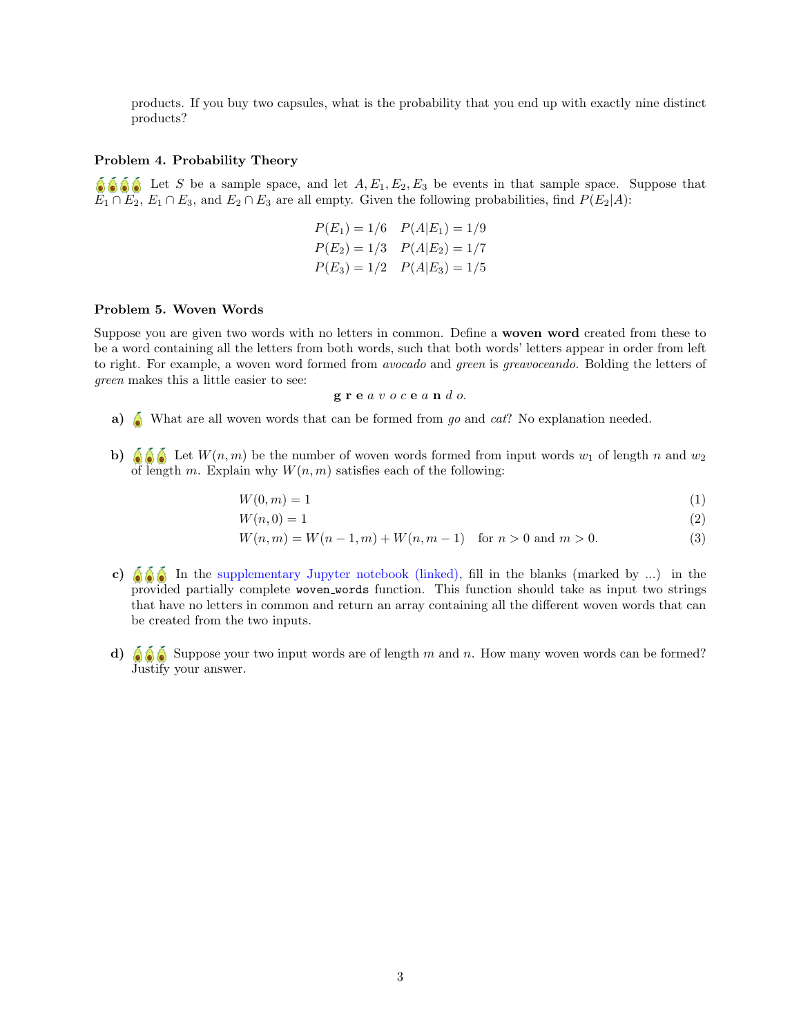products. If you buy two capsules, what is the probability that you end up with exactly nine distinct products?

### Problem 4. Probability Theory

Let $S$ be a sample space, and let $A, E_1, E_2, E_3$ be events in that sample space. Suppose that $E_1 \cap E_2$, $E_1 \cap E_3$, and $E_2 \cap E_3$ are all empty. Given the following probabilities, find $P(E_2|A)$:

$$P(E_1) = 1/6 \quad P(A|E_1) = 1/9$$
$$P(E_2) = 1/3 \quad P(A|E_2) = 1/7$$
$$P(E_3) = 1/2 \quad P(A|E_3) = 1/5$$

### Problem 5. Woven Words

Suppose you are given two words with no letters in common. Define a **woven word** created from these to be a word containing all the letters from both words, such that both words' letters appear in order from left to right. For example, a woven word formed from *avocado* and *green* is *greavoceando*. Bolding the letters of *green* makes this a little easier to see:

**g r e** *a v o c* **e** *a* **n** *d o*.

**a)** What are all woven words that can be formed from *go* and *cat*? No explanation needed.

**b)** Let $W(n, m)$ be the number of woven words formed from input words $w_1$ of length $n$ and $w_2$ of length $m$. Explain why $W(n, m)$ satisfies each of the following:

$$W(0, m) = 1 \tag{1}$$
$$W(n, 0) = 1 \tag{2}$$
$$W(n, m) = W(n-1, m) + W(n, m-1) \quad \text{for } n > 0 \text{ and } m > 0. \tag{3}$$

**c)** In the supplementary Jupyter notebook (linked), fill in the blanks (marked by ...) in the provided partially complete `woven_words` function. This function should take as input two strings that have no letters in common and return an array containing all the different woven words that can be created from the two inputs.

**d)** Suppose your two input words are of length $m$ and $n$. How many woven words can be formed? Justify your answer.